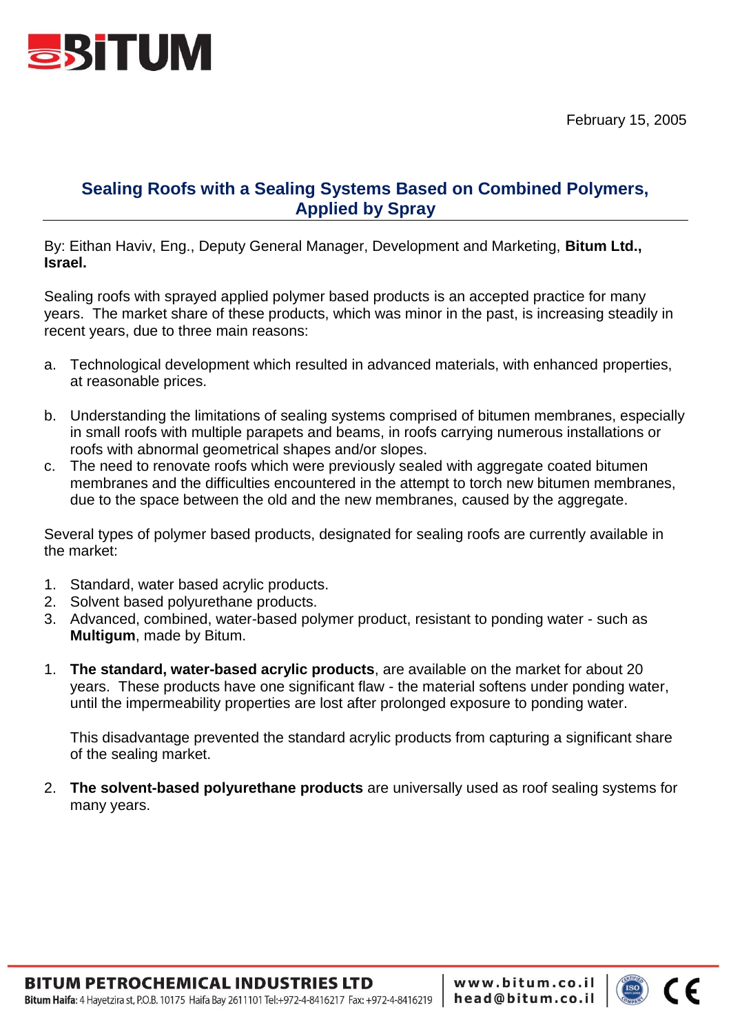February 15, 2005

# Sealing Roofs with a Sealing Systems Based on Combined Polymers, Applied by Spray

By: Eithan Haviv, Eng., Deputy General Manager, Development and Marketing, **Bitum Ltd., Israel.**

Sealing roofs with sprayed applied polymer based products is an accepted practice for many years. The market share of these products, which was minor in the past, is increasing steadily in recent years, due to three main reasons:

a. Technological development which resulted in advanced materials, with enhanced properties, at reasonable prices.

b. Understanding the limitations of sealing systems comprised of bitumen membranes, especially in small roofs with multiple parapets and beams, in roofs carrying numerous installations or roofs with abnormal geometrical shapes and/or slopes.

c. The need to renovate roofs which were previously sealed with aggregate coated bitumen membranes and the difficulties encountered in the attempt to torch new bitumen membranes, due to the space between the old and the new membranes, caused by the aggregate.

Several types of polymer based products, designated for sealing roofs are currently available in the market:

1. Standard, water based acrylic products.
2. Solvent based polyurethane products.
3. Advanced, combined, water-based polymer product, resistant to ponding water - such as **Multigum**, made by Bitum.

1. **The standard, water-based acrylic products**, are available on the market for about 20 years. These products have one significant flaw - the material softens under ponding water, until the impermeability properties are lost after prolonged exposure to ponding water.

   This disadvantage prevented the standard acrylic products from capturing a significant share of the sealing market.

2. **The solvent-based polyurethane products** are universally used as roof sealing systems for many years.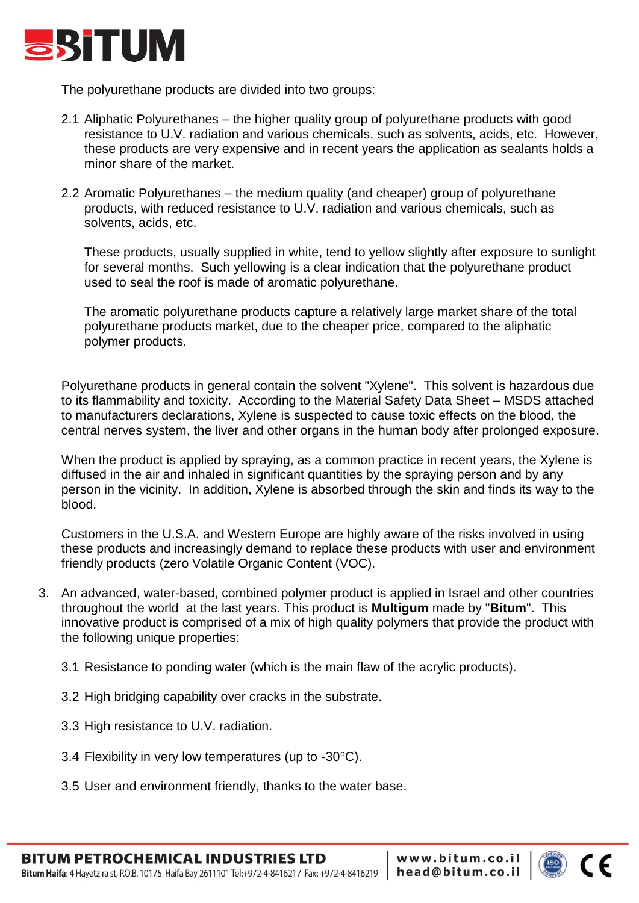The polyurethane products are divided into two groups:

2.1 Aliphatic Polyurethanes – the higher quality group of polyurethane products with good resistance to U.V. radiation and various chemicals, such as solvents, acids, etc. However, these products are very expensive and in recent years the application as sealants holds a minor share of the market.

2.2 Aromatic Polyurethanes – the medium quality (and cheaper) group of polyurethane products, with reduced resistance to U.V. radiation and various chemicals, such as solvents, acids, etc.

These products, usually supplied in white, tend to yellow slightly after exposure to sunlight for several months. Such yellowing is a clear indication that the polyurethane product used to seal the roof is made of aromatic polyurethane.

The aromatic polyurethane products capture a relatively large market share of the total polyurethane products market, due to the cheaper price, compared to the aliphatic polymer products.

Polyurethane products in general contain the solvent "Xylene". This solvent is hazardous due to its flammability and toxicity. According to the Material Safety Data Sheet – MSDS attached to manufacturers declarations, Xylene is suspected to cause toxic effects on the blood, the central nerves system, the liver and other organs in the human body after prolonged exposure.

When the product is applied by spraying, as a common practice in recent years, the Xylene is diffused in the air and inhaled in significant quantities by the spraying person and by any person in the vicinity. In addition, Xylene is absorbed through the skin and finds its way to the blood.

Customers in the U.S.A. and Western Europe are highly aware of the risks involved in using these products and increasingly demand to replace these products with user and environment friendly products (zero Volatile Organic Content (VOC).

3. An advanced, water-based, combined polymer product is applied in Israel and other countries throughout the world at the last years. This product is **Multigum** made by "**Bitum**". This innovative product is comprised of a mix of high quality polymers that provide the product with the following unique properties:

3.1 Resistance to ponding water (which is the main flaw of the acrylic products).

3.2 High bridging capability over cracks in the substrate.

3.3 High resistance to U.V. radiation.

3.4 Flexibility in very low temperatures (up to -30°C).

3.5 User and environment friendly, thanks to the water base.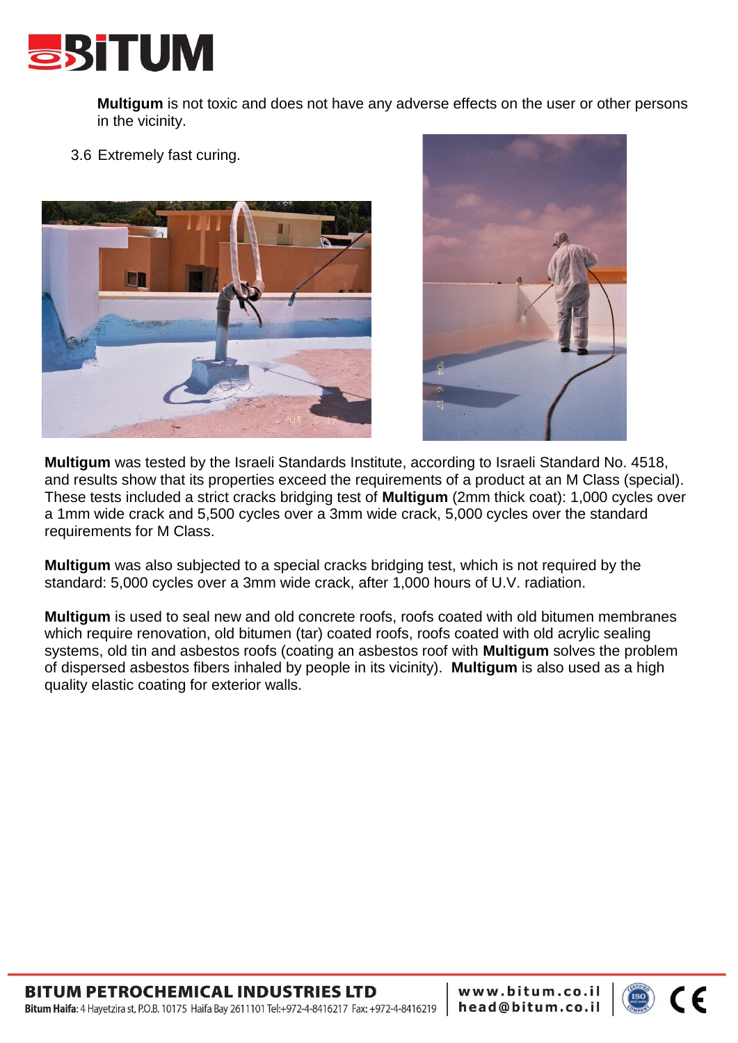**Multigum** is not toxic and does not have any adverse effects on the user or other persons in the vicinity.

3.6 Extremely fast curing.

**Multigum** was tested by the Israeli Standards Institute, according to Israeli Standard No. 4518, and results show that its properties exceed the requirements of a product at an M Class (special). These tests included a strict cracks bridging test of **Multigum** (2mm thick coat): 1,000 cycles over a 1mm wide crack and 5,500 cycles over a 3mm wide crack, 5,000 cycles over the standard requirements for M Class.

**Multigum** was also subjected to a special cracks bridging test, which is not required by the standard: 5,000 cycles over a 3mm wide crack, after 1,000 hours of U.V. radiation.

**Multigum** is used to seal new and old concrete roofs, roofs coated with old bitumen membranes which require renovation, old bitumen (tar) coated roofs, roofs coated with old acrylic sealing systems, old tin and asbestos roofs (coating an asbestos roof with **Multigum** solves the problem of dispersed asbestos fibers inhaled by people in its vicinity). **Multigum** is also used as a high quality elastic coating for exterior walls.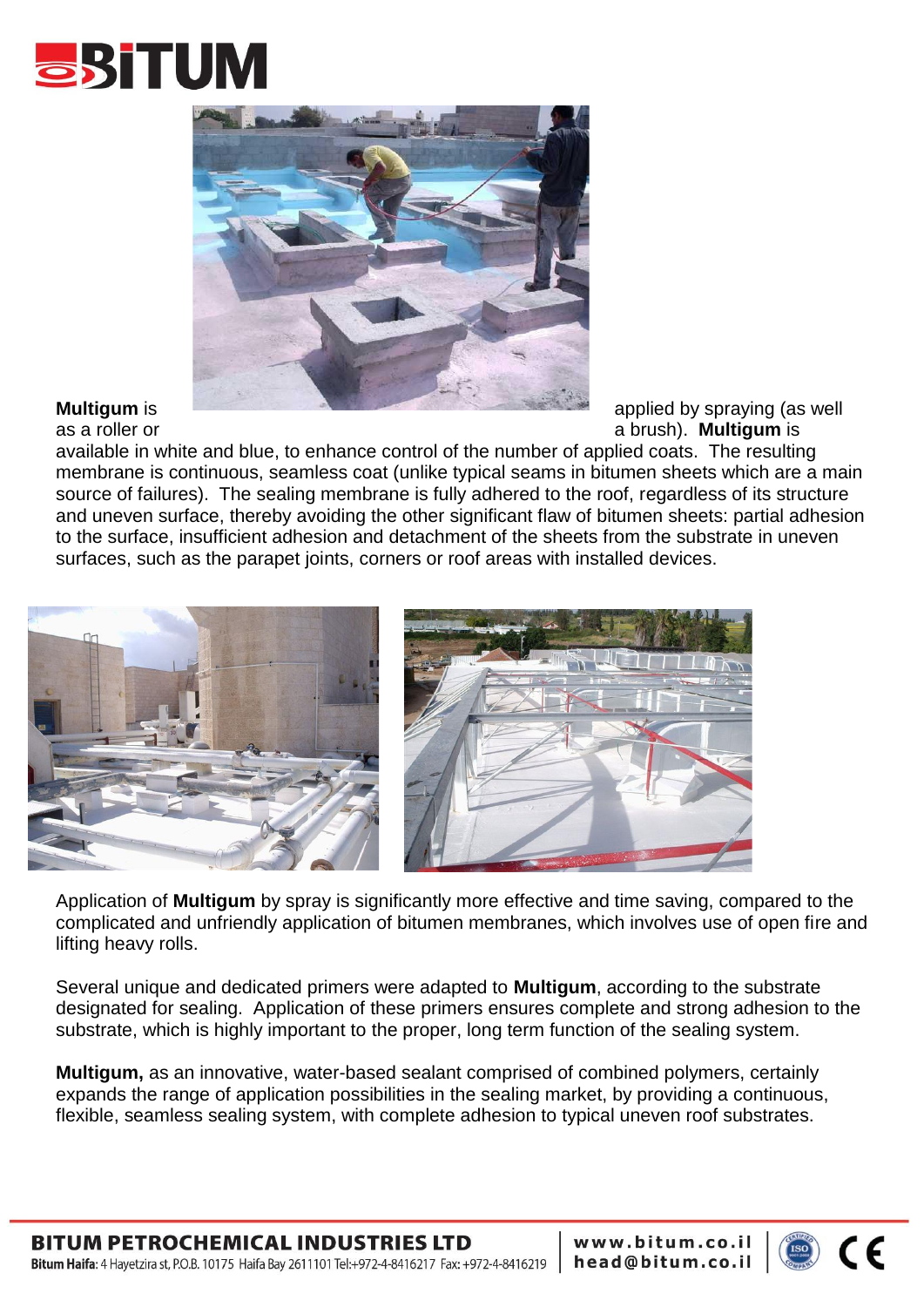**Multigum** is applied by spraying (as well as a roller or a brush). **Multigum** is available in white and blue, to enhance control of the number of applied coats. The resulting membrane is continuous, seamless coat (unlike typical seams in bitumen sheets which are a main source of failures). The sealing membrane is fully adhered to the roof, regardless of its structure and uneven surface, thereby avoiding the other significant flaw of bitumen sheets: partial adhesion to the surface, insufficient adhesion and detachment of the sheets from the substrate in uneven surfaces, such as the parapet joints, corners or roof areas with installed devices.

Application of **Multigum** by spray is significantly more effective and time saving, compared to the complicated and unfriendly application of bitumen membranes, which involves use of open fire and lifting heavy rolls.

Several unique and dedicated primers were adapted to **Multigum**, according to the substrate designated for sealing. Application of these primers ensures complete and strong adhesion to the substrate, which is highly important to the proper, long term function of the sealing system.

**Multigum,** as an innovative, water-based sealant comprised of combined polymers, certainly expands the range of application possibilities in the sealing market, by providing a continuous, flexible, seamless sealing system, with complete adhesion to typical uneven roof substrates.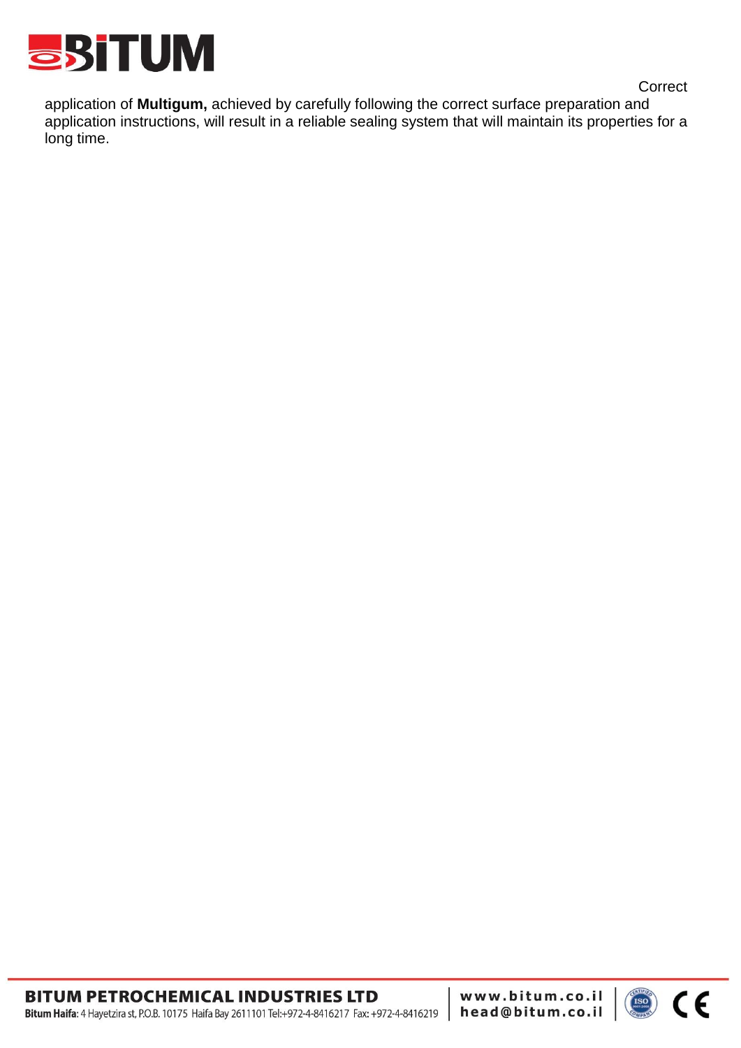Correct application of **Multigum,** achieved by carefully following the correct surface preparation and application instructions, will result in a reliable sealing system that will maintain its properties for a long time.